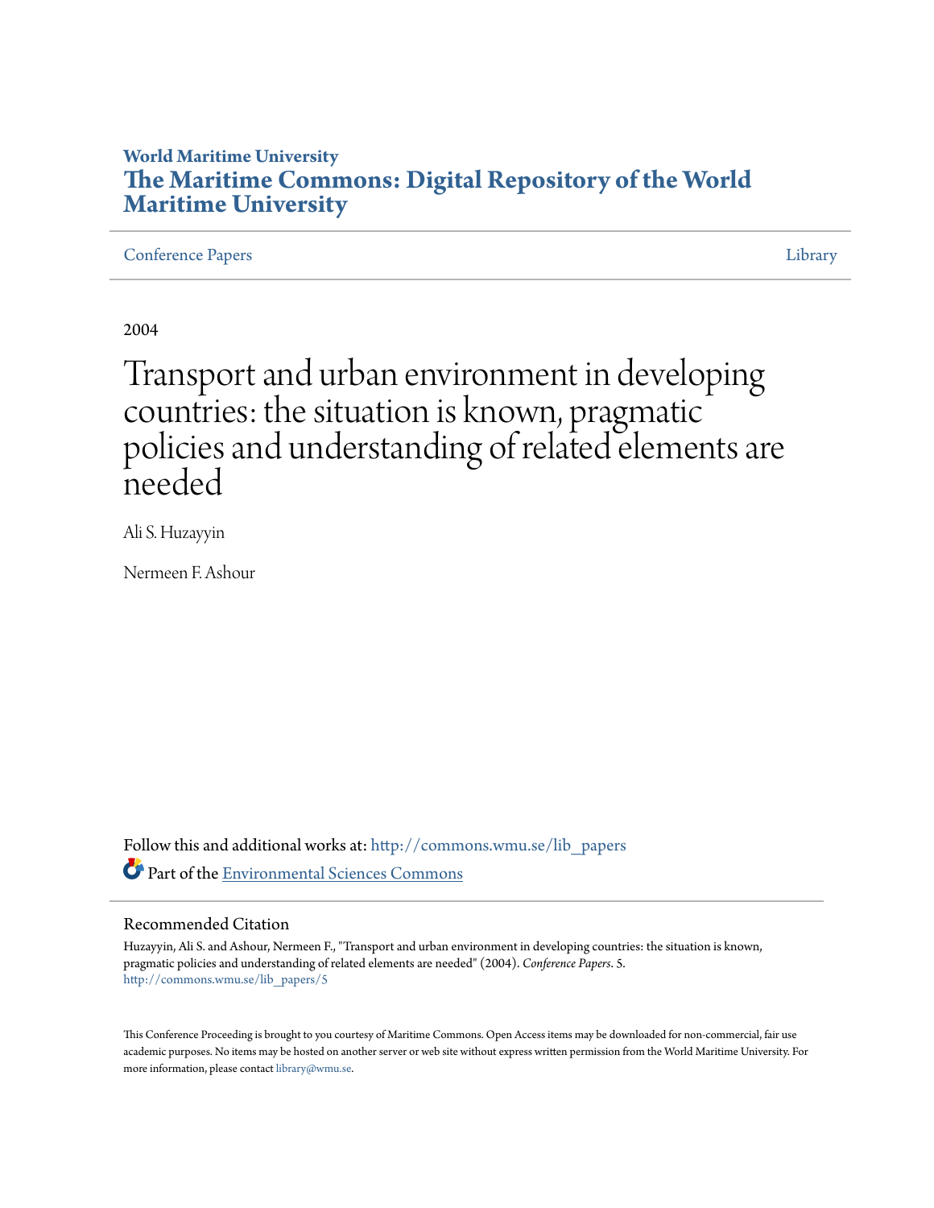**World Maritime University**

# The Maritime Commons: Digital Repository of the World Maritime University

Conference Papers | Library

2004

# Transport and urban environment in developing countries: the situation is known, pragmatic policies and understanding of related elements are needed

Ali S. Huzayyin

Nermeen F. Ashour

Follow this and additional works at: http://commons.wmu.se/lib_papers

Part of the Environmental Sciences Commons

## Recommended Citation

Huzayyin, Ali S. and Ashour, Nermeen F., "Transport and urban environment in developing countries: the situation is known, pragmatic policies and understanding of related elements are needed" (2004). *Conference Papers*. 5.
http://commons.wmu.se/lib_papers/5

This Conference Proceeding is brought to you courtesy of Maritime Commons. Open Access items may be downloaded for non-commercial, fair use academic purposes. No items may be hosted on another server or web site without express written permission from the World Maritime University. For more information, please contact library@wmu.se.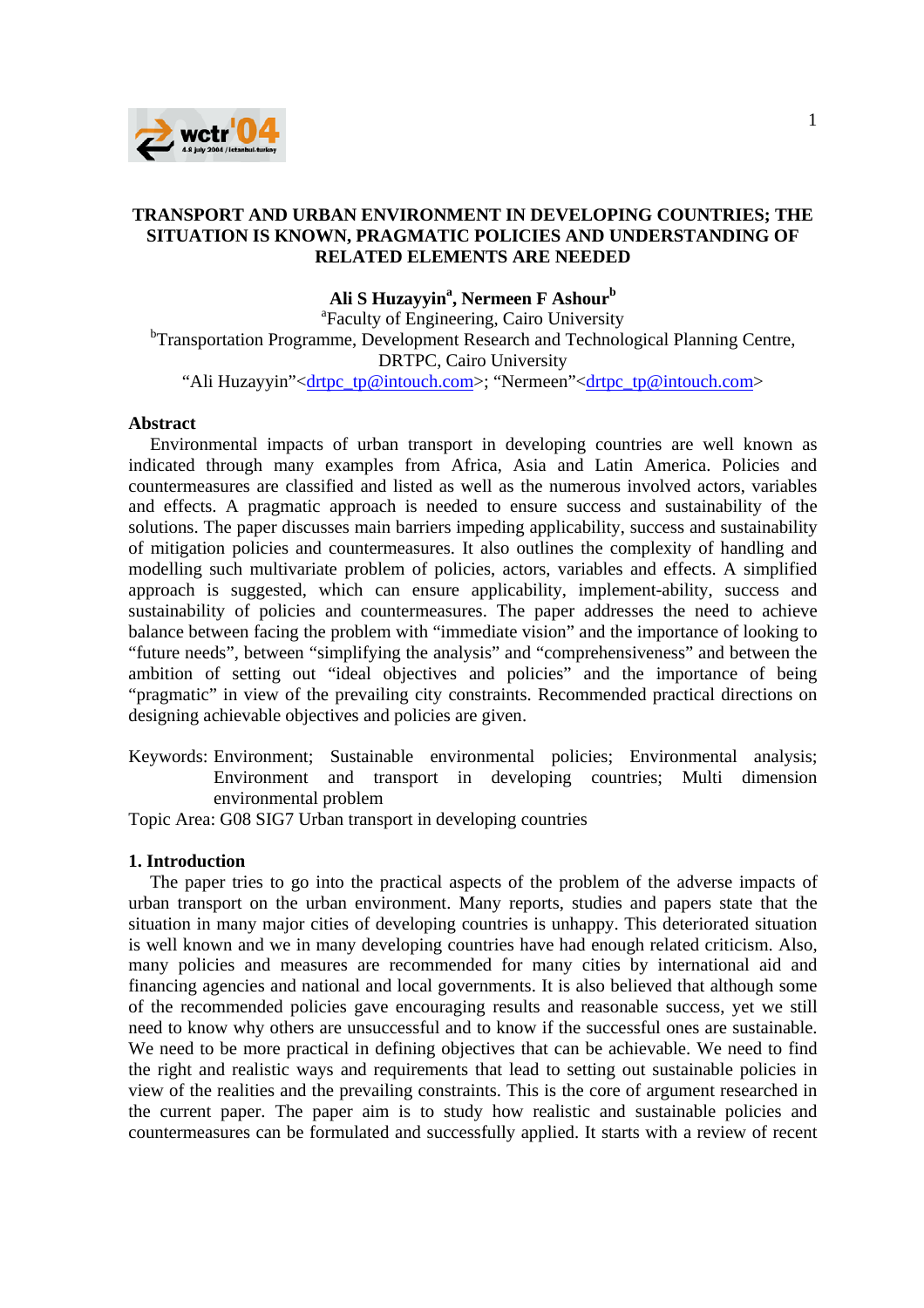# TRANSPORT AND URBAN ENVIRONMENT IN DEVELOPING COUNTRIES; THE SITUATION IS KNOWN, PRAGMATIC POLICIES AND UNDERSTANDING OF RELATED ELEMENTS ARE NEEDED

**Ali S Huzayyin[a], Nermeen F Ashour[b]**

[a]Faculty of Engineering, Cairo University

[b]Transportation Programme, Development Research and Technological Planning Centre, DRTPC, Cairo University

"Ali Huzayyin"<drtpc_tp@intouch.com>; "Nermeen"<drtpc_tp@intouch.com>

## Abstract

Environmental impacts of urban transport in developing countries are well known as indicated through many examples from Africa, Asia and Latin America. Policies and countermeasures are classified and listed as well as the numerous involved actors, variables and effects. A pragmatic approach is needed to ensure success and sustainability of the solutions. The paper discusses main barriers impeding applicability, success and sustainability of mitigation policies and countermeasures. It also outlines the complexity of handling and modelling such multivariate problem of policies, actors, variables and effects. A simplified approach is suggested, which can ensure applicability, implement-ability, success and sustainability of policies and countermeasures. The paper addresses the need to achieve balance between facing the problem with "immediate vision" and the importance of looking to "future needs", between "simplifying the analysis" and "comprehensiveness" and between the ambition of setting out "ideal objectives and policies" and the importance of being "pragmatic" in view of the prevailing city constraints. Recommended practical directions on designing achievable objectives and policies are given.

Keywords: Environment; Sustainable environmental policies; Environmental analysis; Environment and transport in developing countries; Multi dimension environmental problem

Topic Area: G08 SIG7 Urban transport in developing countries

## 1. Introduction

The paper tries to go into the practical aspects of the problem of the adverse impacts of urban transport on the urban environment. Many reports, studies and papers state that the situation in many major cities of developing countries is unhappy. This deteriorated situation is well known and we in many developing countries have had enough related criticism. Also, many policies and measures are recommended for many cities by international aid and financing agencies and national and local governments. It is also believed that although some of the recommended policies gave encouraging results and reasonable success, yet we still need to know why others are unsuccessful and to know if the successful ones are sustainable. We need to be more practical in defining objectives that can be achievable. We need to find the right and realistic ways and requirements that lead to setting out sustainable policies in view of the realities and the prevailing constraints. This is the core of argument researched in the current paper. The paper aim is to study how realistic and sustainable policies and countermeasures can be formulated and successfully applied. It starts with a review of recent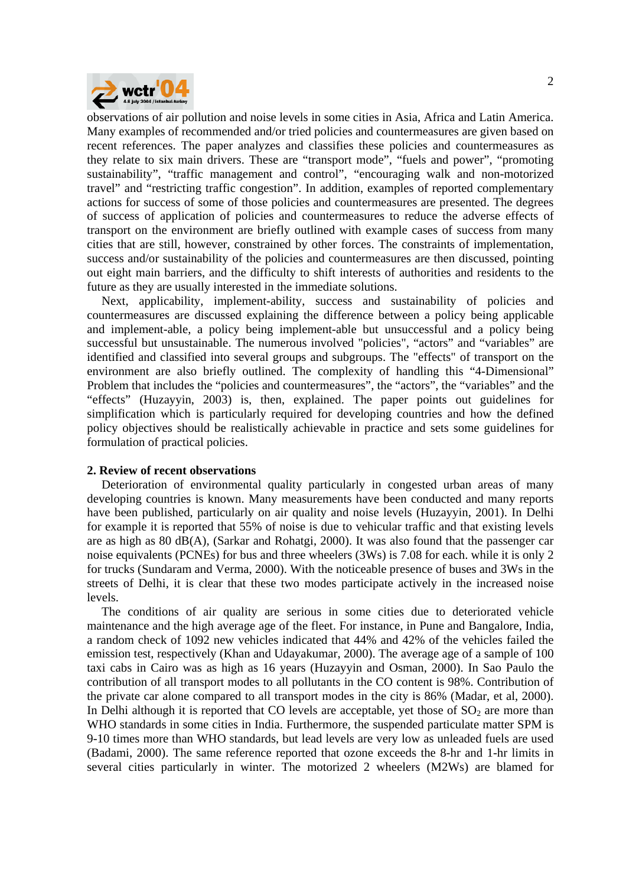observations of air pollution and noise levels in some cities in Asia, Africa and Latin America. Many examples of recommended and/or tried policies and countermeasures are given based on recent references. The paper analyzes and classifies these policies and countermeasures as they relate to six main drivers. These are "transport mode", "fuels and power", "promoting sustainability", "traffic management and control", "encouraging walk and non-motorized travel" and "restricting traffic congestion". In addition, examples of reported complementary actions for success of some of those policies and countermeasures are presented. The degrees of success of application of policies and countermeasures to reduce the adverse effects of transport on the environment are briefly outlined with example cases of success from many cities that are still, however, constrained by other forces. The constraints of implementation, success and/or sustainability of the policies and countermeasures are then discussed, pointing out eight main barriers, and the difficulty to shift interests of authorities and residents to the future as they are usually interested in the immediate solutions.

Next, applicability, implement-ability, success and sustainability of policies and countermeasures are discussed explaining the difference between a policy being applicable and implement-able, a policy being implement-able but unsuccessful and a policy being successful but unsustainable. The numerous involved "policies", "actors" and "variables" are identified and classified into several groups and subgroups. The "effects" of transport on the environment are also briefly outlined. The complexity of handling this "4-Dimensional" Problem that includes the "policies and countermeasures", the "actors", the "variables" and the "effects" (Huzayyin, 2003) is, then, explained. The paper points out guidelines for simplification which is particularly required for developing countries and how the defined policy objectives should be realistically achievable in practice and sets some guidelines for formulation of practical policies.

## 2. Review of recent observations

Deterioration of environmental quality particularly in congested urban areas of many developing countries is known. Many measurements have been conducted and many reports have been published, particularly on air quality and noise levels (Huzayyin, 2001). In Delhi for example it is reported that 55% of noise is due to vehicular traffic and that existing levels are as high as 80 dB(A), (Sarkar and Rohatgi, 2000). It was also found that the passenger car noise equivalents (PCNEs) for bus and three wheelers (3Ws) is 7.08 for each. while it is only 2 for trucks (Sundaram and Verma, 2000). With the noticeable presence of buses and 3Ws in the streets of Delhi, it is clear that these two modes participate actively in the increased noise levels.

The conditions of air quality are serious in some cities due to deteriorated vehicle maintenance and the high average age of the fleet. For instance, in Pune and Bangalore, India, a random check of 1092 new vehicles indicated that 44% and 42% of the vehicles failed the emission test, respectively (Khan and Udayakumar, 2000). The average age of a sample of 100 taxi cabs in Cairo was as high as 16 years (Huzayyin and Osman, 2000). In Sao Paulo the contribution of all transport modes to all pollutants in the CO content is 98%. Contribution of the private car alone compared to all transport modes in the city is 86% (Madar, et al, 2000). In Delhi although it is reported that CO levels are acceptable, yet those of $SO_2$ are more than WHO standards in some cities in India. Furthermore, the suspended particulate matter SPM is 9-10 times more than WHO standards, but lead levels are very low as unleaded fuels are used (Badami, 2000). The same reference reported that ozone exceeds the 8-hr and 1-hr limits in several cities particularly in winter. The motorized 2 wheelers (M2Ws) are blamed for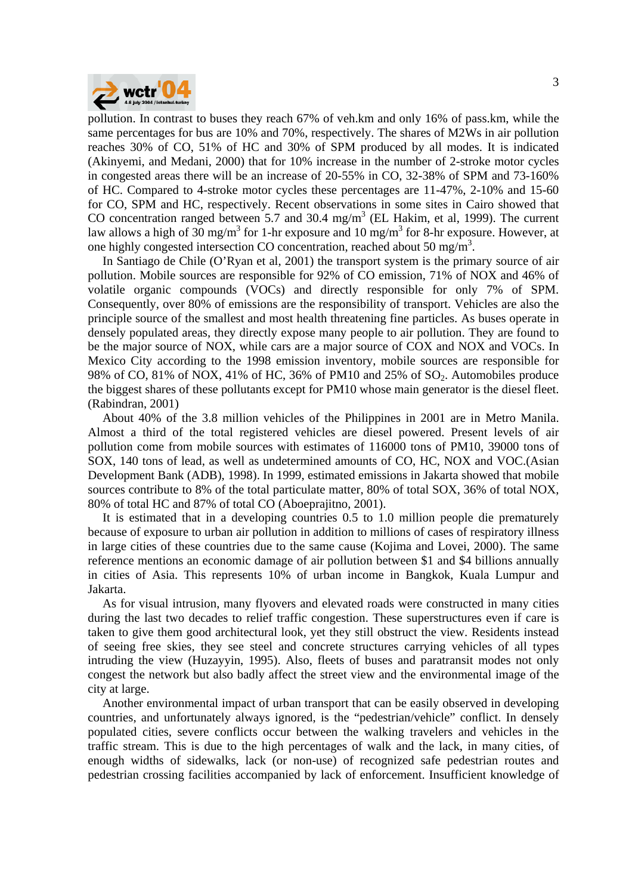pollution. In contrast to buses they reach 67% of veh.km and only 16% of pass.km, while the same percentages for bus are 10% and 70%, respectively. The shares of M2Ws in air pollution reaches 30% of CO, 51% of HC and 30% of SPM produced by all modes. It is indicated (Akinyemi, and Medani, 2000) that for 10% increase in the number of 2-stroke motor cycles in congested areas there will be an increase of 20-55% in CO, 32-38% of SPM and 73-160% of HC. Compared to 4-stroke motor cycles these percentages are 11-47%, 2-10% and 15-60 for CO, SPM and HC, respectively. Recent observations in some sites in Cairo showed that CO concentration ranged between 5.7 and 30.4 $mg/m^3$ (EL Hakim, et al, 1999). The current law allows a high of 30 $mg/m^3$ for 1-hr exposure and 10 $mg/m^3$ for 8-hr exposure. However, at one highly congested intersection CO concentration, reached about 50 $mg/m^3$.

In Santiago de Chile (O'Ryan et al, 2001) the transport system is the primary source of air pollution. Mobile sources are responsible for 92% of CO emission, 71% of NOX and 46% of volatile organic compounds (VOCs) and directly responsible for only 7% of SPM. Consequently, over 80% of emissions are the responsibility of transport. Vehicles are also the principle source of the smallest and most health threatening fine particles. As buses operate in densely populated areas, they directly expose many people to air pollution. They are found to be the major source of NOX, while cars are a major source of COX and NOX and VOCs. In Mexico City according to the 1998 emission inventory, mobile sources are responsible for 98% of CO, 81% of NOX, 41% of HC, 36% of PM10 and 25% of $SO_2$. Automobiles produce the biggest shares of these pollutants except for PM10 whose main generator is the diesel fleet. (Rabindran, 2001)

About 40% of the 3.8 million vehicles of the Philippines in 2001 are in Metro Manila. Almost a third of the total registered vehicles are diesel powered. Present levels of air pollution come from mobile sources with estimates of 116000 tons of PM10, 39000 tons of SOX, 140 tons of lead, as well as undetermined amounts of CO, HC, NOX and VOC.(Asian Development Bank (ADB), 1998). In 1999, estimated emissions in Jakarta showed that mobile sources contribute to 8% of the total particulate matter, 80% of total SOX, 36% of total NOX, 80% of total HC and 87% of total CO (Aboeprajitno, 2001).

It is estimated that in a developing countries 0.5 to 1.0 million people die prematurely because of exposure to urban air pollution in addition to millions of cases of respiratory illness in large cities of these countries due to the same cause (Kojima and Lovei, 2000). The same reference mentions an economic damage of air pollution between $1 and $4 billions annually in cities of Asia. This represents 10% of urban income in Bangkok, Kuala Lumpur and Jakarta.

As for visual intrusion, many flyovers and elevated roads were constructed in many cities during the last two decades to relief traffic congestion. These superstructures even if care is taken to give them good architectural look, yet they still obstruct the view. Residents instead of seeing free skies, they see steel and concrete structures carrying vehicles of all types intruding the view (Huzayyin, 1995). Also, fleets of buses and paratransit modes not only congest the network but also badly affect the street view and the environmental image of the city at large.

Another environmental impact of urban transport that can be easily observed in developing countries, and unfortunately always ignored, is the "pedestrian/vehicle" conflict. In densely populated cities, severe conflicts occur between the walking travelers and vehicles in the traffic stream. This is due to the high percentages of walk and the lack, in many cities, of enough widths of sidewalks, lack (or non-use) of recognized safe pedestrian routes and pedestrian crossing facilities accompanied by lack of enforcement. Insufficient knowledge of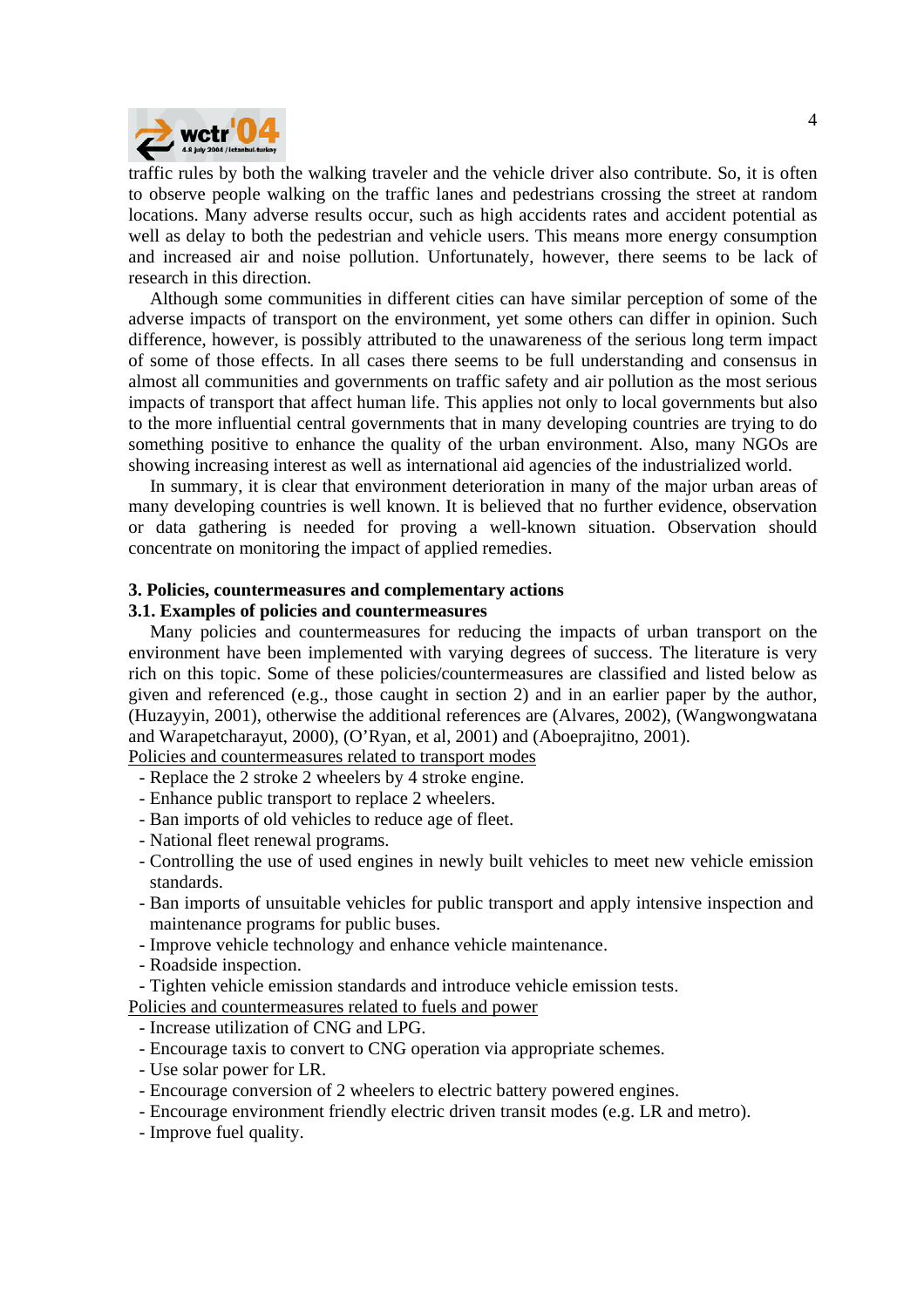traffic rules by both the walking traveler and the vehicle driver also contribute. So, it is often to observe people walking on the traffic lanes and pedestrians crossing the street at random locations. Many adverse results occur, such as high accidents rates and accident potential as well as delay to both the pedestrian and vehicle users. This means more energy consumption and increased air and noise pollution. Unfortunately, however, there seems to be lack of research in this direction.

Although some communities in different cities can have similar perception of some of the adverse impacts of transport on the environment, yet some others can differ in opinion. Such difference, however, is possibly attributed to the unawareness of the serious long term impact of some of those effects. In all cases there seems to be full understanding and consensus in almost all communities and governments on traffic safety and air pollution as the most serious impacts of transport that affect human life. This applies not only to local governments but also to the more influential central governments that in many developing countries are trying to do something positive to enhance the quality of the urban environment. Also, many NGOs are showing increasing interest as well as international aid agencies of the industrialized world.

In summary, it is clear that environment deterioration in many of the major urban areas of many developing countries is well known. It is believed that no further evidence, observation or data gathering is needed for proving a well-known situation. Observation should concentrate on monitoring the impact of applied remedies.

## 3. Policies, countermeasures and complementary actions

### 3.1. Examples of policies and countermeasures

Many policies and countermeasures for reducing the impacts of urban transport on the environment have been implemented with varying degrees of success. The literature is very rich on this topic. Some of these policies/countermeasures are classified and listed below as given and referenced (e.g., those caught in section 2) and in an earlier paper by the author, (Huzayyin, 2001), otherwise the additional references are (Alvares, 2002), (Wangwongwatana and Warapetcharayut, 2000), (O'Ryan, et al, 2001) and (Aboeprajitno, 2001).

<u>Policies and countermeasures related to transport modes</u>

- Replace the 2 stroke 2 wheelers by 4 stroke engine.
- Enhance public transport to replace 2 wheelers.
- Ban imports of old vehicles to reduce age of fleet.
- National fleet renewal programs.
- Controlling the use of used engines in newly built vehicles to meet new vehicle emission standards.
- Ban imports of unsuitable vehicles for public transport and apply intensive inspection and maintenance programs for public buses.
- Improve vehicle technology and enhance vehicle maintenance.
- Roadside inspection.
- Tighten vehicle emission standards and introduce vehicle emission tests.

<u>Policies and countermeasures related to fuels and power</u>

- Increase utilization of CNG and LPG.
- Encourage taxis to convert to CNG operation via appropriate schemes.
- Use solar power for LR.
- Encourage conversion of 2 wheelers to electric battery powered engines.
- Encourage environment friendly electric driven transit modes (e.g. LR and metro).
- Improve fuel quality.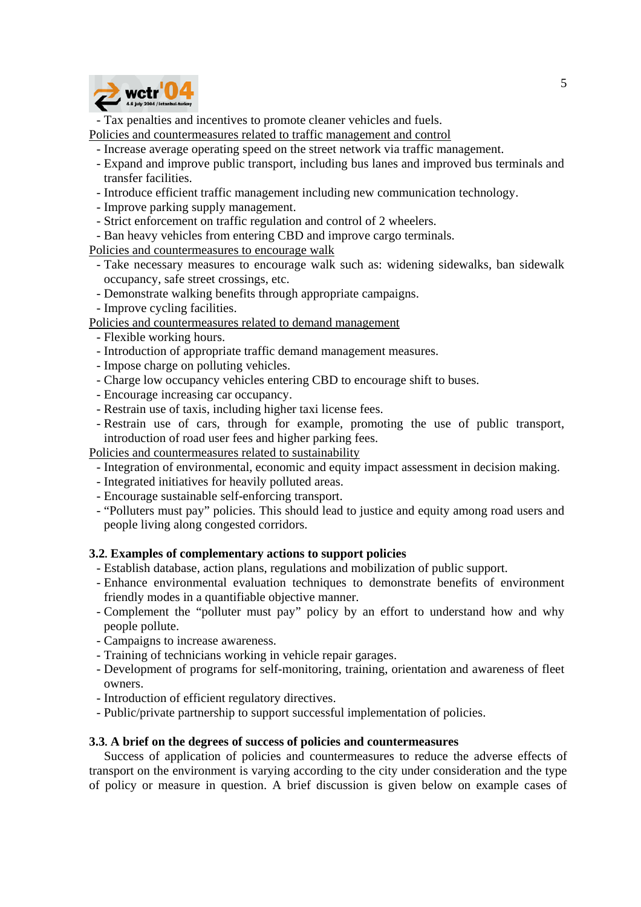- Tax penalties and incentives to promote cleaner vehicles and fuels.

Policies and countermeasures related to traffic management and control

- Increase average operating speed on the street network via traffic management.
- Expand and improve public transport, including bus lanes and improved bus terminals and transfer facilities.
- Introduce efficient traffic management including new communication technology.
- Improve parking supply management.
- Strict enforcement on traffic regulation and control of 2 wheelers.
- Ban heavy vehicles from entering CBD and improve cargo terminals.

Policies and countermeasures to encourage walk

- Take necessary measures to encourage walk such as: widening sidewalks, ban sidewalk occupancy, safe street crossings, etc.
- Demonstrate walking benefits through appropriate campaigns.
- Improve cycling facilities.

Policies and countermeasures related to demand management

- Flexible working hours.
- Introduction of appropriate traffic demand management measures.
- Impose charge on polluting vehicles.
- Charge low occupancy vehicles entering CBD to encourage shift to buses.
- Encourage increasing car occupancy.
- Restrain use of taxis, including higher taxi license fees.
- Restrain use of cars, through for example, promoting the use of public transport, introduction of road user fees and higher parking fees.

Policies and countermeasures related to sustainability

- Integration of environmental, economic and equity impact assessment in decision making.
- Integrated initiatives for heavily polluted areas.
- Encourage sustainable self-enforcing transport.
- "Polluters must pay" policies. This should lead to justice and equity among road users and people living along congested corridors.

### 3.2. Examples of complementary actions to support policies

- Establish database, action plans, regulations and mobilization of public support.
- Enhance environmental evaluation techniques to demonstrate benefits of environment friendly modes in a quantifiable objective manner.
- Complement the "polluter must pay" policy by an effort to understand how and why people pollute.
- Campaigns to increase awareness.
- Training of technicians working in vehicle repair garages.
- Development of programs for self-monitoring, training, orientation and awareness of fleet owners.
- Introduction of efficient regulatory directives.
- Public/private partnership to support successful implementation of policies.

### 3.3. A brief on the degrees of success of policies and countermeasures

Success of application of policies and countermeasures to reduce the adverse effects of transport on the environment is varying according to the city under consideration and the type of policy or measure in question. A brief discussion is given below on example cases of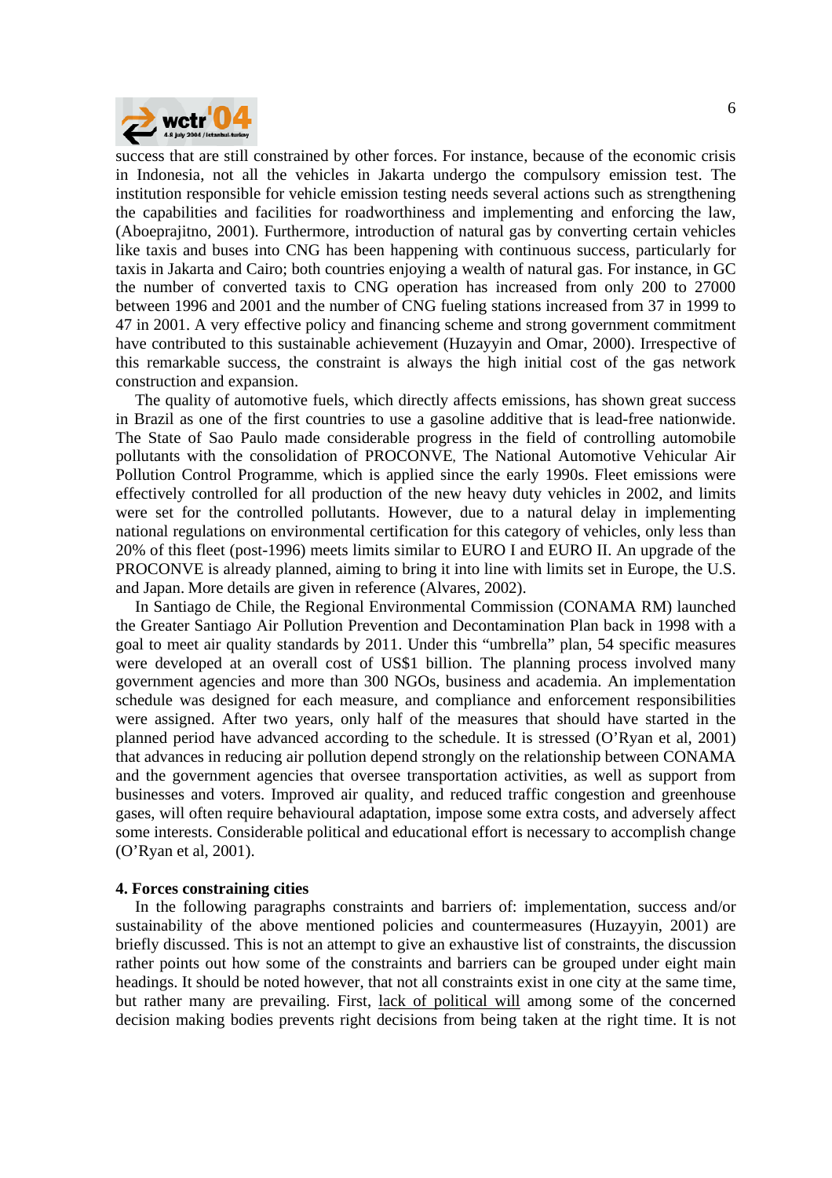success that are still constrained by other forces. For instance, because of the economic crisis in Indonesia, not all the vehicles in Jakarta undergo the compulsory emission test. The institution responsible for vehicle emission testing needs several actions such as strengthening the capabilities and facilities for roadworthiness and implementing and enforcing the law, (Aboeprajitno, 2001). Furthermore, introduction of natural gas by converting certain vehicles like taxis and buses into CNG has been happening with continuous success, particularly for taxis in Jakarta and Cairo; both countries enjoying a wealth of natural gas. For instance, in GC the number of converted taxis to CNG operation has increased from only 200 to 27000 between 1996 and 2001 and the number of CNG fueling stations increased from 37 in 1999 to 47 in 2001. A very effective policy and financing scheme and strong government commitment have contributed to this sustainable achievement (Huzayyin and Omar, 2000). Irrespective of this remarkable success, the constraint is always the high initial cost of the gas network construction and expansion.

The quality of automotive fuels, which directly affects emissions, has shown great success in Brazil as one of the first countries to use a gasoline additive that is lead-free nationwide. The State of Sao Paulo made considerable progress in the field of controlling automobile pollutants with the consolidation of PROCONVE, The National Automotive Vehicular Air Pollution Control Programme, which is applied since the early 1990s. Fleet emissions were effectively controlled for all production of the new heavy duty vehicles in 2002, and limits were set for the controlled pollutants. However, due to a natural delay in implementing national regulations on environmental certification for this category of vehicles, only less than 20% of this fleet (post-1996) meets limits similar to EURO I and EURO II. An upgrade of the PROCONVE is already planned, aiming to bring it into line with limits set in Europe, the U.S. and Japan. More details are given in reference (Alvares, 2002).

In Santiago de Chile, the Regional Environmental Commission (CONAMA RM) launched the Greater Santiago Air Pollution Prevention and Decontamination Plan back in 1998 with a goal to meet air quality standards by 2011. Under this "umbrella" plan, 54 specific measures were developed at an overall cost of US$1 billion. The planning process involved many government agencies and more than 300 NGOs, business and academia. An implementation schedule was designed for each measure, and compliance and enforcement responsibilities were assigned. After two years, only half of the measures that should have started in the planned period have advanced according to the schedule. It is stressed (O'Ryan et al, 2001) that advances in reducing air pollution depend strongly on the relationship between CONAMA and the government agencies that oversee transportation activities, as well as support from businesses and voters. Improved air quality, and reduced traffic congestion and greenhouse gases, will often require behavioural adaptation, impose some extra costs, and adversely affect some interests. Considerable political and educational effort is necessary to accomplish change (O'Ryan et al, 2001).

## 4. Forces constraining cities

In the following paragraphs constraints and barriers of: implementation, success and/or sustainability of the above mentioned policies and countermeasures (Huzayyin, 2001) are briefly discussed. This is not an attempt to give an exhaustive list of constraints, the discussion rather points out how some of the constraints and barriers can be grouped under eight main headings. It should be noted however, that not all constraints exist in one city at the same time, but rather many are prevailing. First, lack of political will among some of the concerned decision making bodies prevents right decisions from being taken at the right time. It is not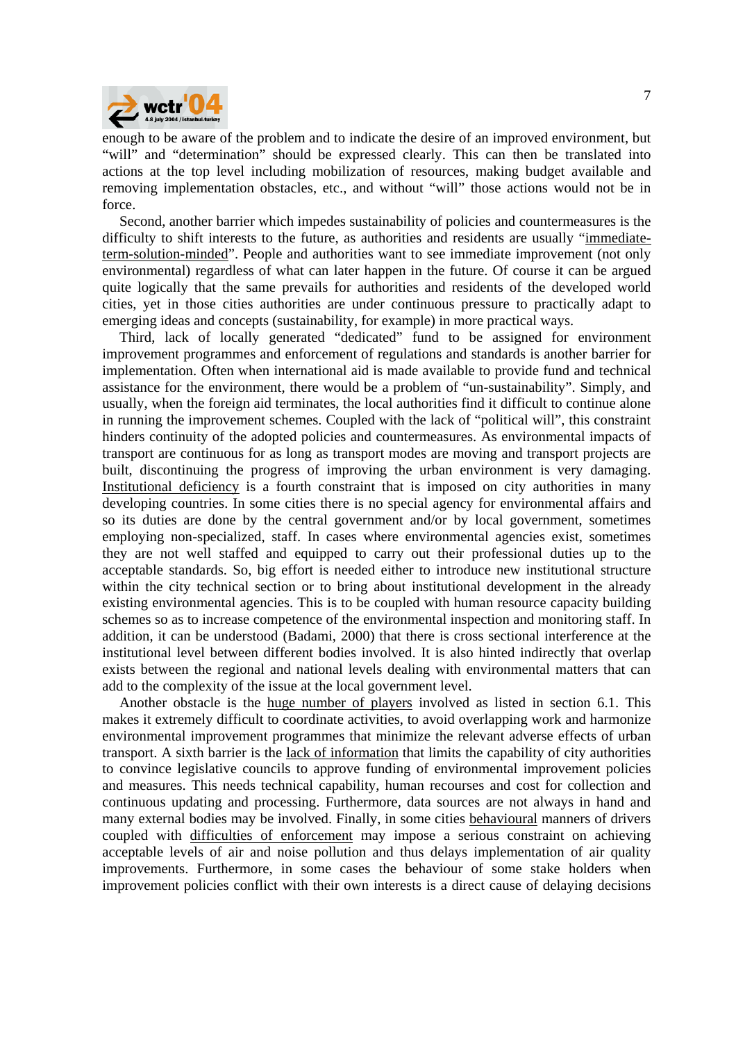enough to be aware of the problem and to indicate the desire of an improved environment, but "will" and "determination" should be expressed clearly. This can then be translated into actions at the top level including mobilization of resources, making budget available and removing implementation obstacles, etc., and without "will" those actions would not be in force.

Second, another barrier which impedes sustainability of policies and countermeasures is the difficulty to shift interests to the future, as authorities and residents are usually "immediate-term-solution-minded". People and authorities want to see immediate improvement (not only environmental) regardless of what can later happen in the future. Of course it can be argued quite logically that the same prevails for authorities and residents of the developed world cities, yet in those cities authorities are under continuous pressure to practically adapt to emerging ideas and concepts (sustainability, for example) in more practical ways.

Third, lack of locally generated "dedicated" fund to be assigned for environment improvement programmes and enforcement of regulations and standards is another barrier for implementation. Often when international aid is made available to provide fund and technical assistance for the environment, there would be a problem of "un-sustainability". Simply, and usually, when the foreign aid terminates, the local authorities find it difficult to continue alone in running the improvement schemes. Coupled with the lack of "political will", this constraint hinders continuity of the adopted policies and countermeasures. As environmental impacts of transport are continuous for as long as transport modes are moving and transport projects are built, discontinuing the progress of improving the urban environment is very damaging. Institutional deficiency is a fourth constraint that is imposed on city authorities in many developing countries. In some cities there is no special agency for environmental affairs and so its duties are done by the central government and/or by local government, sometimes employing non-specialized, staff. In cases where environmental agencies exist, sometimes they are not well staffed and equipped to carry out their professional duties up to the acceptable standards. So, big effort is needed either to introduce new institutional structure within the city technical section or to bring about institutional development in the already existing environmental agencies. This is to be coupled with human resource capacity building schemes so as to increase competence of the environmental inspection and monitoring staff. In addition, it can be understood (Badami, 2000) that there is cross sectional interference at the institutional level between different bodies involved. It is also hinted indirectly that overlap exists between the regional and national levels dealing with environmental matters that can add to the complexity of the issue at the local government level.

Another obstacle is the huge number of players involved as listed in section 6.1. This makes it extremely difficult to coordinate activities, to avoid overlapping work and harmonize environmental improvement programmes that minimize the relevant adverse effects of urban transport. A sixth barrier is the lack of information that limits the capability of city authorities to convince legislative councils to approve funding of environmental improvement policies and measures. This needs technical capability, human recourses and cost for collection and continuous updating and processing. Furthermore, data sources are not always in hand and many external bodies may be involved. Finally, in some cities behavioural manners of drivers coupled with difficulties of enforcement may impose a serious constraint on achieving acceptable levels of air and noise pollution and thus delays implementation of air quality improvements. Furthermore, in some cases the behaviour of some stake holders when improvement policies conflict with their own interests is a direct cause of delaying decisions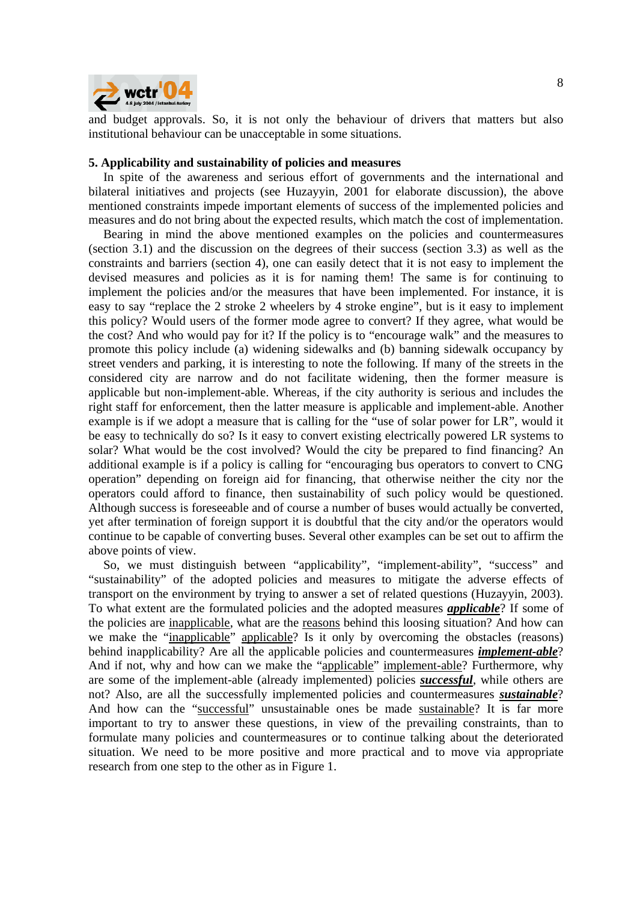and budget approvals. So, it is not only the behaviour of drivers that matters but also institutional behaviour can be unacceptable in some situations.

### 5. Applicability and sustainability of policies and measures

In spite of the awareness and serious effort of governments and the international and bilateral initiatives and projects (see Huzayyin, 2001 for elaborate discussion), the above mentioned constraints impede important elements of success of the implemented policies and measures and do not bring about the expected results, which match the cost of implementation.

Bearing in mind the above mentioned examples on the policies and countermeasures (section 3.1) and the discussion on the degrees of their success (section 3.3) as well as the constraints and barriers (section 4), one can easily detect that it is not easy to implement the devised measures and policies as it is for naming them! The same is for continuing to implement the policies and/or the measures that have been implemented. For instance, it is easy to say "replace the 2 stroke 2 wheelers by 4 stroke engine", but is it easy to implement this policy? Would users of the former mode agree to convert? If they agree, what would be the cost? And who would pay for it? If the policy is to "encourage walk" and the measures to promote this policy include (a) widening sidewalks and (b) banning sidewalk occupancy by street venders and parking, it is interesting to note the following. If many of the streets in the considered city are narrow and do not facilitate widening, then the former measure is applicable but non-implement-able. Whereas, if the city authority is serious and includes the right staff for enforcement, then the latter measure is applicable and implement-able. Another example is if we adopt a measure that is calling for the "use of solar power for LR", would it be easy to technically do so? Is it easy to convert existing electrically powered LR systems to solar? What would be the cost involved? Would the city be prepared to find financing? An additional example is if a policy is calling for "encouraging bus operators to convert to CNG operation" depending on foreign aid for financing, that otherwise neither the city nor the operators could afford to finance, then sustainability of such policy would be questioned. Although success is foreseeable and of course a number of buses would actually be converted, yet after termination of foreign support it is doubtful that the city and/or the operators would continue to be capable of converting buses. Several other examples can be set out to affirm the above points of view.

So, we must distinguish between "applicability", "implement-ability", "success" and "sustainability" of the adopted policies and measures to mitigate the adverse effects of transport on the environment by trying to answer a set of related questions (Huzayyin, 2003). To what extent are the formulated policies and the adopted measures ***applicable***? If some of the policies are inapplicable, what are the reasons behind this loosing situation? And how can we make the "inapplicable" applicable? Is it only by overcoming the obstacles (reasons) behind inapplicability? Are all the applicable policies and countermeasures ***implement-able***? And if not, why and how can we make the "applicable" implement-able? Furthermore, why are some of the implement-able (already implemented) policies ***successful***, while others are not? Also, are all the successfully implemented policies and countermeasures ***sustainable***? And how can the "successful" unsustainable ones be made sustainable? It is far more important to try to answer these questions, in view of the prevailing constraints, than to formulate many policies and countermeasures or to continue talking about the deteriorated situation. We need to be more positive and more practical and to move via appropriate research from one step to the other as in Figure 1.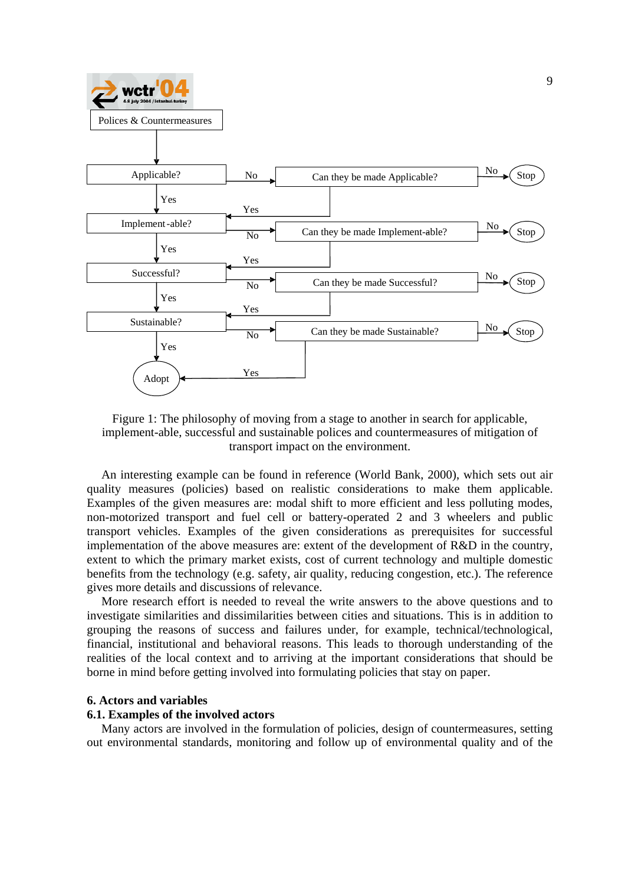Figure 1: The philosophy of moving from a stage to another in search for applicable, implement-able, successful and sustainable polices and countermeasures of mitigation of transport impact on the environment.

An interesting example can be found in reference (World Bank, 2000), which sets out air quality measures (policies) based on realistic considerations to make them applicable. Examples of the given measures are: modal shift to more efficient and less polluting modes, non-motorized transport and fuel cell or battery-operated 2 and 3 wheelers and public transport vehicles. Examples of the given considerations as prerequisites for successful implementation of the above measures are: extent of the development of R&D in the country, extent to which the primary market exists, cost of current technology and multiple domestic benefits from the technology (e.g. safety, air quality, reducing congestion, etc.). The reference gives more details and discussions of relevance.

More research effort is needed to reveal the write answers to the above questions and to investigate similarities and dissimilarities between cities and situations. This is in addition to grouping the reasons of success and failures under, for example, technical/technological, financial, institutional and behavioral reasons. This leads to thorough understanding of the realities of the local context and to arriving at the important considerations that should be borne in mind before getting involved into formulating policies that stay on paper.

## 6. Actors and variables

### 6.1. Examples of the involved actors

Many actors are involved in the formulation of policies, design of countermeasures, setting out environmental standards, monitoring and follow up of environmental quality and of the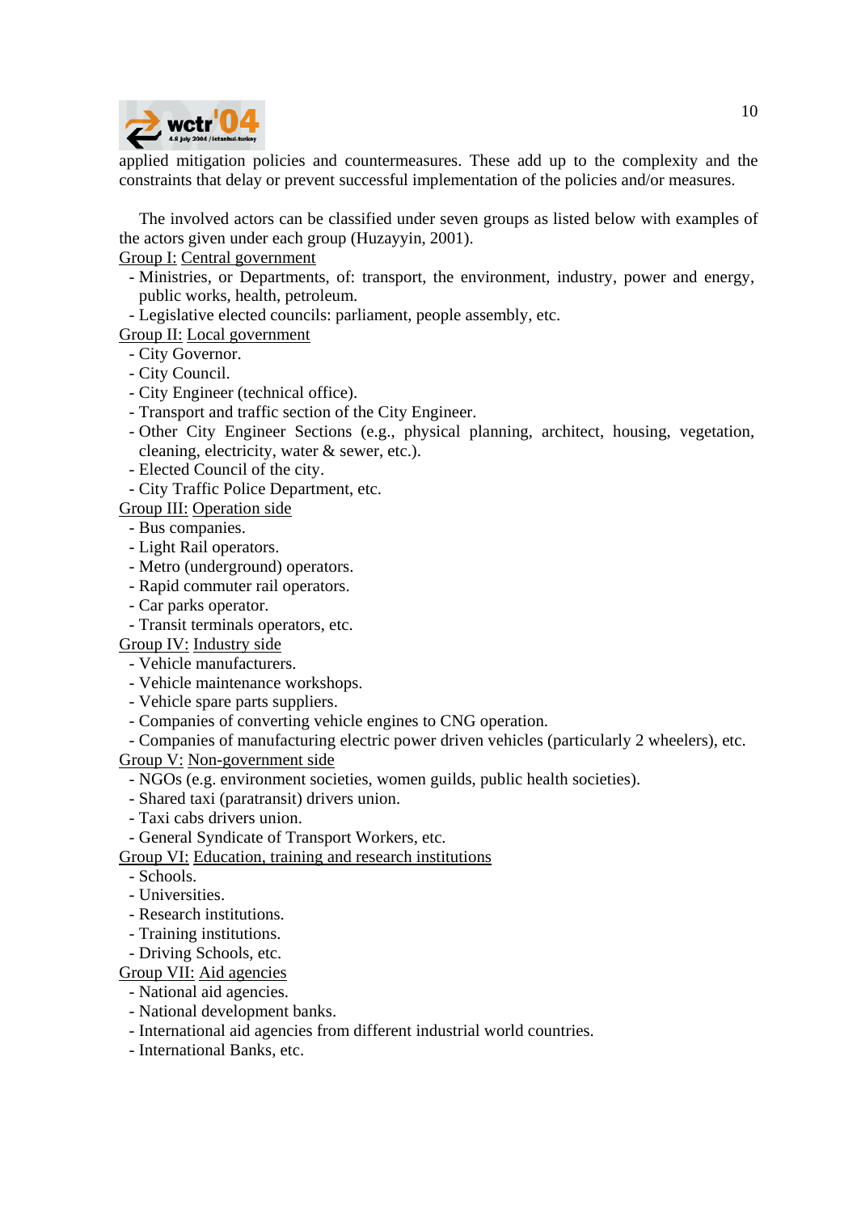applied mitigation policies and countermeasures. These add up to the complexity and the constraints that delay or prevent successful implementation of the policies and/or measures.

The involved actors can be classified under seven groups as listed below with examples of the actors given under each group (Huzayyin, 2001).

<u>Group I:</u> <u>Central government</u>

- Ministries, or Departments, of: transport, the environment, industry, power and energy, public works, health, petroleum.
- Legislative elected councils: parliament, people assembly, etc.

<u>Group II:</u> <u>Local government</u>

- City Governor.
- City Council.
- City Engineer (technical office).
- Transport and traffic section of the City Engineer.
- Other City Engineer Sections (e.g., physical planning, architect, housing, vegetation, cleaning, electricity, water & sewer, etc.).
- Elected Council of the city.
- City Traffic Police Department, etc.

<u>Group III:</u> <u>Operation side</u>

- Bus companies.
- Light Rail operators.
- Metro (underground) operators.
- Rapid commuter rail operators.
- Car parks operator.
- Transit terminals operators, etc.

<u>Group IV:</u> <u>Industry side</u>

- Vehicle manufacturers.
- Vehicle maintenance workshops.
- Vehicle spare parts suppliers.
- Companies of converting vehicle engines to CNG operation.
- Companies of manufacturing electric power driven vehicles (particularly 2 wheelers), etc.

<u>Group V:</u> <u>Non-government side</u>

- NGOs (e.g. environment societies, women guilds, public health societies).
- Shared taxi (paratransit) drivers union.
- Taxi cabs drivers union.
- General Syndicate of Transport Workers, etc.

<u>Group VI:</u> <u>Education, training and research institutions</u>

- Schools.
- Universities.
- Research institutions.
- Training institutions.
- Driving Schools, etc.

<u>Group VII:</u> <u>Aid agencies</u>

- National aid agencies.
- National development banks.
- International aid agencies from different industrial world countries.
- International Banks, etc.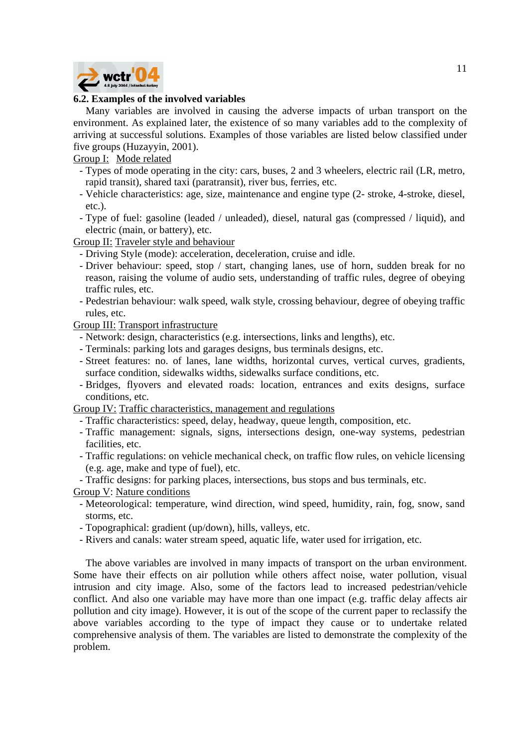### 6.2. Examples of the involved variables

Many variables are involved in causing the adverse impacts of urban transport on the environment. As explained later, the existence of so many variables add to the complexity of arriving at successful solutions. Examples of those variables are listed below classified under five groups (Huzayyin, 2001).

Group I: Mode related

- Types of mode operating in the city: cars, buses, 2 and 3 wheelers, electric rail (LR, metro, rapid transit), shared taxi (paratransit), river bus, ferries, etc.
- Vehicle characteristics: age, size, maintenance and engine type (2- stroke, 4-stroke, diesel, etc.).
- Type of fuel: gasoline (leaded / unleaded), diesel, natural gas (compressed / liquid), and electric (main, or battery), etc.

Group II: Traveler style and behaviour

- Driving Style (mode): acceleration, deceleration, cruise and idle.
- Driver behaviour: speed, stop / start, changing lanes, use of horn, sudden break for no reason, raising the volume of audio sets, understanding of traffic rules, degree of obeying traffic rules, etc.
- Pedestrian behaviour: walk speed, walk style, crossing behaviour, degree of obeying traffic rules, etc.

Group III: Transport infrastructure

- Network: design, characteristics (e.g. intersections, links and lengths), etc.
- Terminals: parking lots and garages designs, bus terminals designs, etc.
- Street features: no. of lanes, lane widths, horizontal curves, vertical curves, gradients, surface condition, sidewalks widths, sidewalks surface conditions, etc.
- Bridges, flyovers and elevated roads: location, entrances and exits designs, surface conditions, etc.

Group IV: Traffic characteristics, management and regulations

- Traffic characteristics: speed, delay, headway, queue length, composition, etc.
- Traffic management: signals, signs, intersections design, one-way systems, pedestrian facilities, etc.
- Traffic regulations: on vehicle mechanical check, on traffic flow rules, on vehicle licensing (e.g. age, make and type of fuel), etc.
- Traffic designs: for parking places, intersections, bus stops and bus terminals, etc.

Group V: Nature conditions

- Meteorological: temperature, wind direction, wind speed, humidity, rain, fog, snow, sand storms, etc.
- Topographical: gradient (up/down), hills, valleys, etc.
- Rivers and canals: water stream speed, aquatic life, water used for irrigation, etc.

The above variables are involved in many impacts of transport on the urban environment. Some have their effects on air pollution while others affect noise, water pollution, visual intrusion and city image. Also, some of the factors lead to increased pedestrian/vehicle conflict. And also one variable may have more than one impact (e.g. traffic delay affects air pollution and city image). However, it is out of the scope of the current paper to reclassify the above variables according to the type of impact they cause or to undertake related comprehensive analysis of them. The variables are listed to demonstrate the complexity of the problem.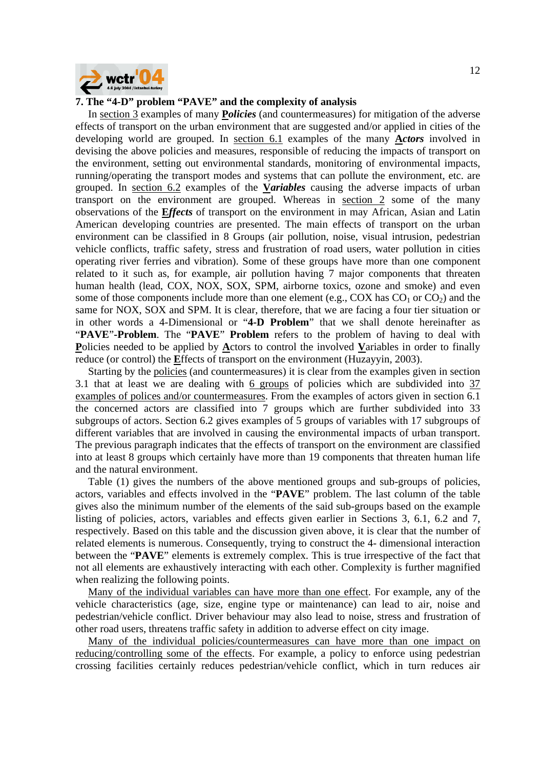## 7. The "4-D" problem "PAVE" and the complexity of analysis

In <u>section 3</u> examples of many ***P**olicies* (and countermeasures) for mitigation of the adverse effects of transport on the urban environment that are suggested and/or applied in cities of the developing world are grouped. In <u>section 6.1</u> examples of the many ***A**ctors* involved in devising the above policies and measures, responsible of reducing the impacts of transport on the environment, setting out environmental standards, monitoring of environmental impacts, running/operating the transport modes and systems that can pollute the environment, etc. are grouped. In <u>section 6.2</u> examples of the ***V**ariables* causing the adverse impacts of urban transport on the environment are grouped. Whereas in <u>section 2</u> some of the many observations of the ***E**ffects* of transport on the environment in may African, Asian and Latin American developing countries are presented. The main effects of transport on the urban environment can be classified in 8 Groups (air pollution, noise, visual intrusion, pedestrian vehicle conflicts, traffic safety, stress and frustration of road users, water pollution in cities operating river ferries and vibration). Some of these groups have more than one component related to it such as, for example, air pollution having 7 major components that threaten human health (lead, COX, NOX, SOX, SPM, airborne toxics, ozone and smoke) and even some of those components include more than one element (e.g., COX has $CO_1$ or $CO_2$) and the same for NOX, SOX and SPM. It is clear, therefore, that we are facing a four tier situation or in other words a 4-Dimensional or "**4-D Problem**" that we shall denote hereinafter as "**PAVE**"-**Problem**. The "**PAVE**" **Problem** refers to the problem of having to deal with **<u>P</u>**olicies needed to be applied by **<u>A</u>**ctors to control the involved **<u>V</u>**ariables in order to finally reduce (or control) the **<u>E</u>**ffects of transport on the environment (Huzayyin, 2003).

Starting by the <u>policies</u> (and countermeasures) it is clear from the examples given in section 3.1 that at least we are dealing with <u>6 groups</u> of policies which are subdivided into <u>37 examples of polices and/or countermeasures</u>. From the examples of actors given in section 6.1 the concerned actors are classified into 7 groups which are further subdivided into 33 subgroups of actors. Section 6.2 gives examples of 5 groups of variables with 17 subgroups of different variables that are involved in causing the environmental impacts of urban transport. The previous paragraph indicates that the effects of transport on the environment are classified into at least 8 groups which certainly have more than 19 components that threaten human life and the natural environment.

Table (1) gives the numbers of the above mentioned groups and sub-groups of policies, actors, variables and effects involved in the "**PAVE**" problem. The last column of the table gives also the minimum number of the elements of the said sub-groups based on the example listing of policies, actors, variables and effects given earlier in Sections 3, 6.1, 6.2 and 7, respectively. Based on this table and the discussion given above, it is clear that the number of related elements is numerous. Consequently, trying to construct the 4- dimensional interaction between the "**PAVE**" elements is extremely complex. This is true irrespective of the fact that not all elements are exhaustively interacting with each other. Complexity is further magnified when realizing the following points.

<u>Many of the individual variables can have more than one effect</u>. For example, any of the vehicle characteristics (age, size, engine type or maintenance) can lead to air, noise and pedestrian/vehicle conflict. Driver behaviour may also lead to noise, stress and frustration of other road users, threatens traffic safety in addition to adverse effect on city image.

<u>Many of the individual policies/countermeasures can have more than one impact on reducing/controlling some of the effects</u>. For example, a policy to enforce using pedestrian crossing facilities certainly reduces pedestrian/vehicle conflict, which in turn reduces air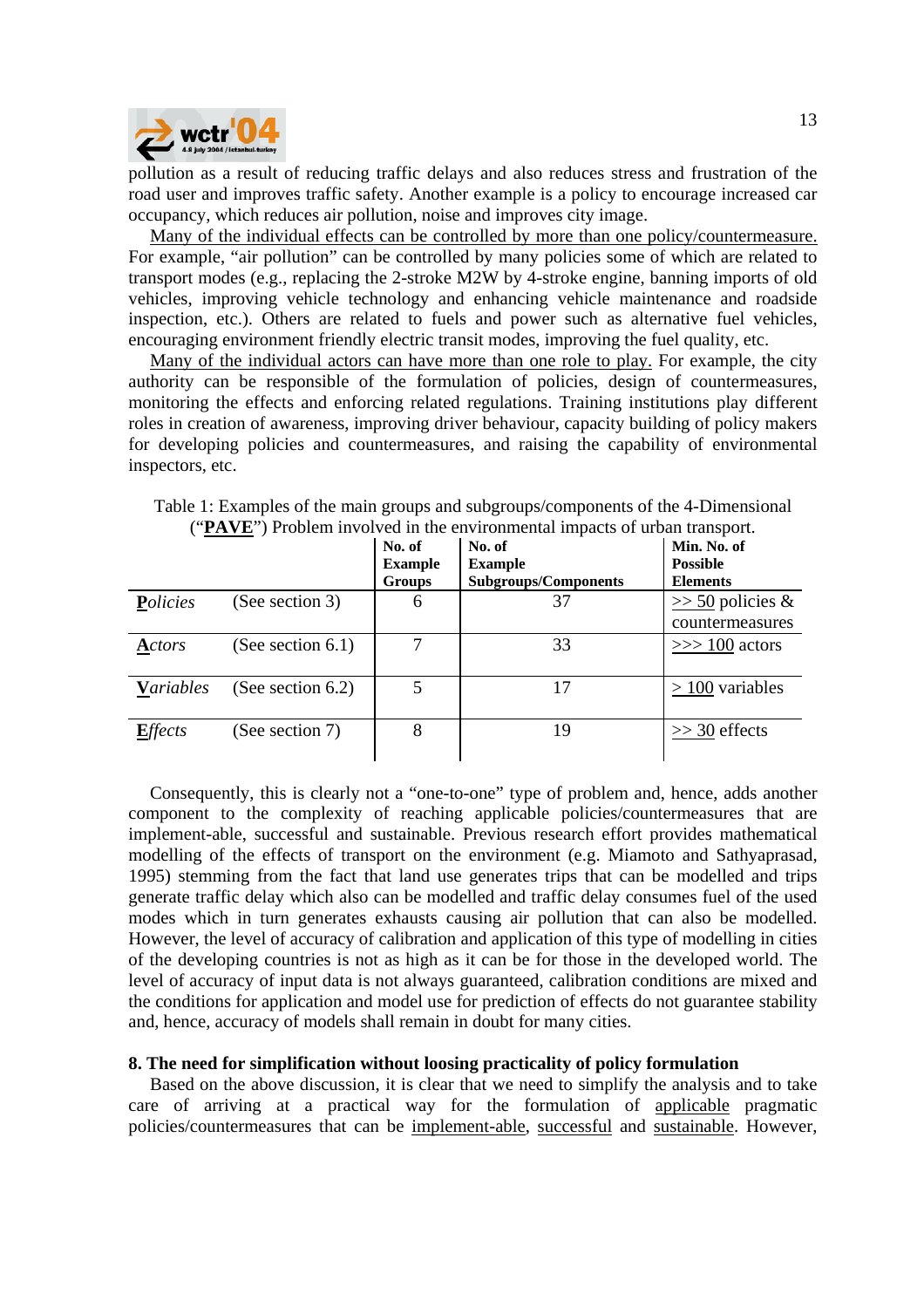pollution as a result of reducing traffic delays and also reduces stress and frustration of the road user and improves traffic safety. Another example is a policy to encourage increased car occupancy, which reduces air pollution, noise and improves city image.

Many of the individual effects can be controlled by more than one policy/countermeasure. For example, "air pollution" can be controlled by many policies some of which are related to transport modes (e.g., replacing the 2-stroke M2W by 4-stroke engine, banning imports of old vehicles, improving vehicle technology and enhancing vehicle maintenance and roadside inspection, etc.). Others are related to fuels and power such as alternative fuel vehicles, encouraging environment friendly electric transit modes, improving the fuel quality, etc.

Many of the individual actors can have more than one role to play. For example, the city authority can be responsible of the formulation of policies, design of countermeasures, monitoring the effects and enforcing related regulations. Training institutions play different roles in creation of awareness, improving driver behaviour, capacity building of policy makers for developing policies and countermeasures, and raising the capability of environmental inspectors, etc.

Table 1: Examples of the main groups and subgroups/components of the 4-Dimensional ("**PAVE**") Problem involved in the environmental impacts of urban transport.

| | | **No. of Example Groups** | **No. of Example Subgroups/Components** | **Min. No. of Possible Elements** |
|---|---|---|---|---|
| ***P****olicies* | (See section 3) | 6 | 37 | >> 50 policies & countermeasures |
| ***A****ctors* | (See section 6.1) | 7 | 33 | >>> 100 actors |
| ***V****ariables* | (See section 6.2) | 5 | 17 | > 100 variables |
| ***E****ffects* | (See section 7) | 8 | 19 | >> 30 effects |

Consequently, this is clearly not a "one-to-one" type of problem and, hence, adds another component to the complexity of reaching applicable policies/countermeasures that are implement-able, successful and sustainable. Previous research effort provides mathematical modelling of the effects of transport on the environment (e.g. Miamoto and Sathyaprasad, 1995) stemming from the fact that land use generates trips that can be modelled and trips generate traffic delay which also can be modelled and traffic delay consumes fuel of the used modes which in turn generates exhausts causing air pollution that can also be modelled. However, the level of accuracy of calibration and application of this type of modelling in cities of the developing countries is not as high as it can be for those in the developed world. The level of accuracy of input data is not always guaranteed, calibration conditions are mixed and the conditions for application and model use for prediction of effects do not guarantee stability and, hence, accuracy of models shall remain in doubt for many cities.

### 8. The need for simplification without loosing practicality of policy formulation

Based on the above discussion, it is clear that we need to simplify the analysis and to take care of arriving at a practical way for the formulation of applicable pragmatic policies/countermeasures that can be implement-able, successful and sustainable. However,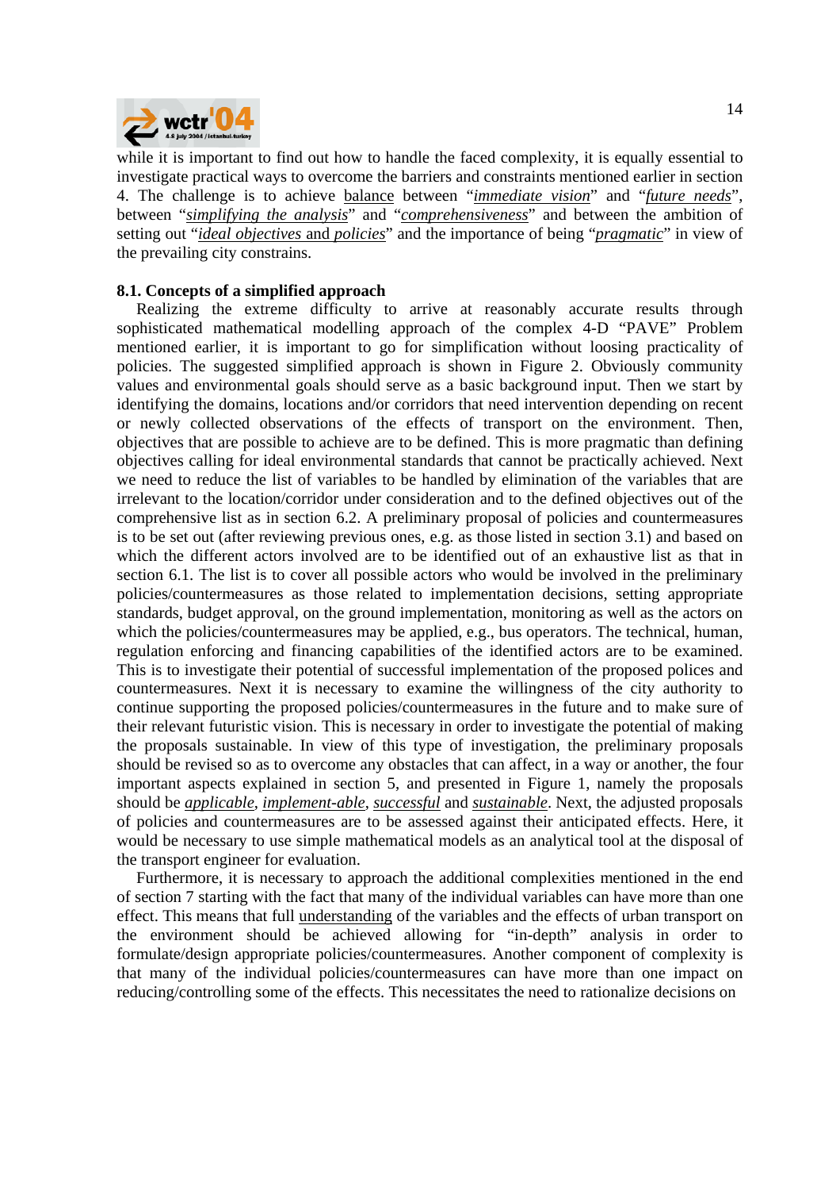while it is important to find out how to handle the faced complexity, it is equally essential to investigate practical ways to overcome the barriers and constraints mentioned earlier in section 4. The challenge is to achieve balance between "*immediate vision*" and "*future needs*", between "*simplifying the analysis*" and "*comprehensiveness*" and between the ambition of setting out "*ideal objectives* and *policies*" and the importance of being "*pragmatic*" in view of the prevailing city constrains.

**8.1. Concepts of a simplified approach**

Realizing the extreme difficulty to arrive at reasonably accurate results through sophisticated mathematical modelling approach of the complex 4-D "PAVE" Problem mentioned earlier, it is important to go for simplification without loosing practicality of policies. The suggested simplified approach is shown in Figure 2. Obviously community values and environmental goals should serve as a basic background input. Then we start by identifying the domains, locations and/or corridors that need intervention depending on recent or newly collected observations of the effects of transport on the environment. Then, objectives that are possible to achieve are to be defined. This is more pragmatic than defining objectives calling for ideal environmental standards that cannot be practically achieved. Next we need to reduce the list of variables to be handled by elimination of the variables that are irrelevant to the location/corridor under consideration and to the defined objectives out of the comprehensive list as in section 6.2. A preliminary proposal of policies and countermeasures is to be set out (after reviewing previous ones, e.g. as those listed in section 3.1) and based on which the different actors involved are to be identified out of an exhaustive list as that in section 6.1. The list is to cover all possible actors who would be involved in the preliminary policies/countermeasures as those related to implementation decisions, setting appropriate standards, budget approval, on the ground implementation, monitoring as well as the actors on which the policies/countermeasures may be applied, e.g., bus operators. The technical, human, regulation enforcing and financing capabilities of the identified actors are to be examined. This is to investigate their potential of successful implementation of the proposed polices and countermeasures. Next it is necessary to examine the willingness of the city authority to continue supporting the proposed policies/countermeasures in the future and to make sure of their relevant futuristic vision. This is necessary in order to investigate the potential of making the proposals sustainable. In view of this type of investigation, the preliminary proposals should be revised so as to overcome any obstacles that can affect, in a way or another, the four important aspects explained in section 5, and presented in Figure 1, namely the proposals should be *applicable*, *implement-able*, *successful* and *sustainable*. Next, the adjusted proposals of policies and countermeasures are to be assessed against their anticipated effects. Here, it would be necessary to use simple mathematical models as an analytical tool at the disposal of the transport engineer for evaluation.

Furthermore, it is necessary to approach the additional complexities mentioned in the end of section 7 starting with the fact that many of the individual variables can have more than one effect. This means that full understanding of the variables and the effects of urban transport on the environment should be achieved allowing for "in-depth" analysis in order to formulate/design appropriate policies/countermeasures. Another component of complexity is that many of the individual policies/countermeasures can have more than one impact on reducing/controlling some of the effects. This necessitates the need to rationalize decisions on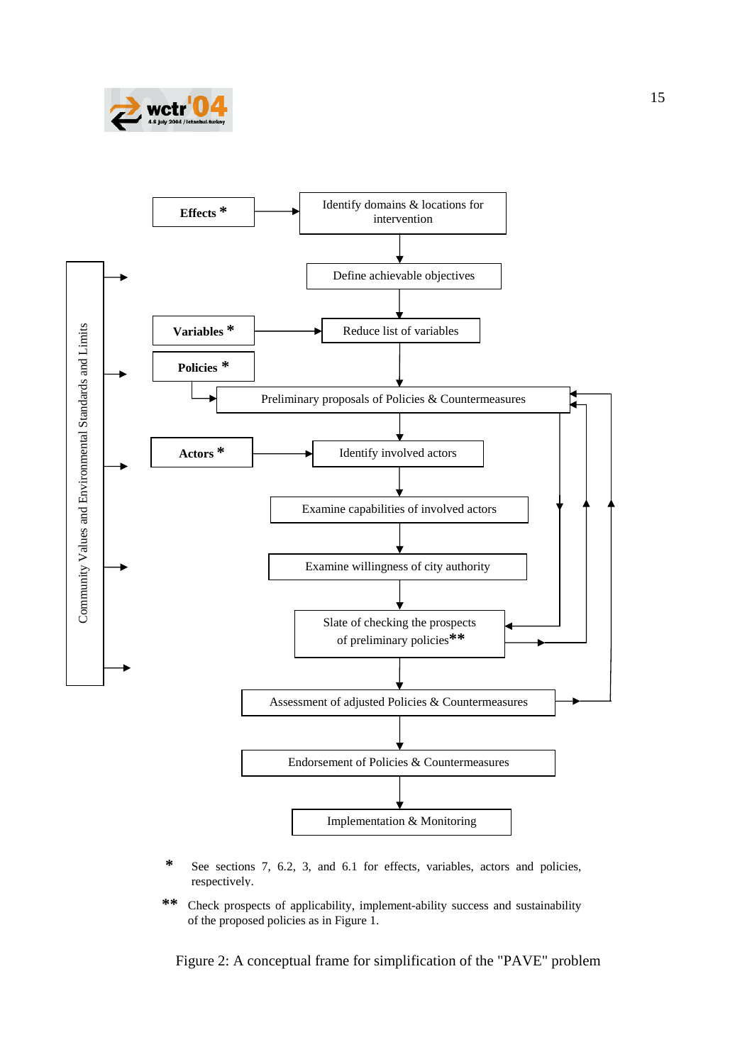Effects *

Identify domains & locations for intervention

Define achievable objectives

Variables *

Reduce list of variables

Policies *

Preliminary proposals of Policies & Countermeasures

Actors *

Identify involved actors

Examine capabilities of involved actors

Examine willingness of city authority

Slate of checking the prospects of preliminary policies**

Assessment of adjusted Policies & Countermeasures

Endorsement of Policies & Countermeasures

Implementation & Monitoring

Community Values and Environmental Standards and Limits

\* See sections 7, 6.2, 3, and 6.1 for effects, variables, actors and policies, respectively.

\*\* Check prospects of applicability, implement-ability success and sustainability of the proposed policies as in Figure 1.

Figure 2: A conceptual frame for simplification of the "PAVE" problem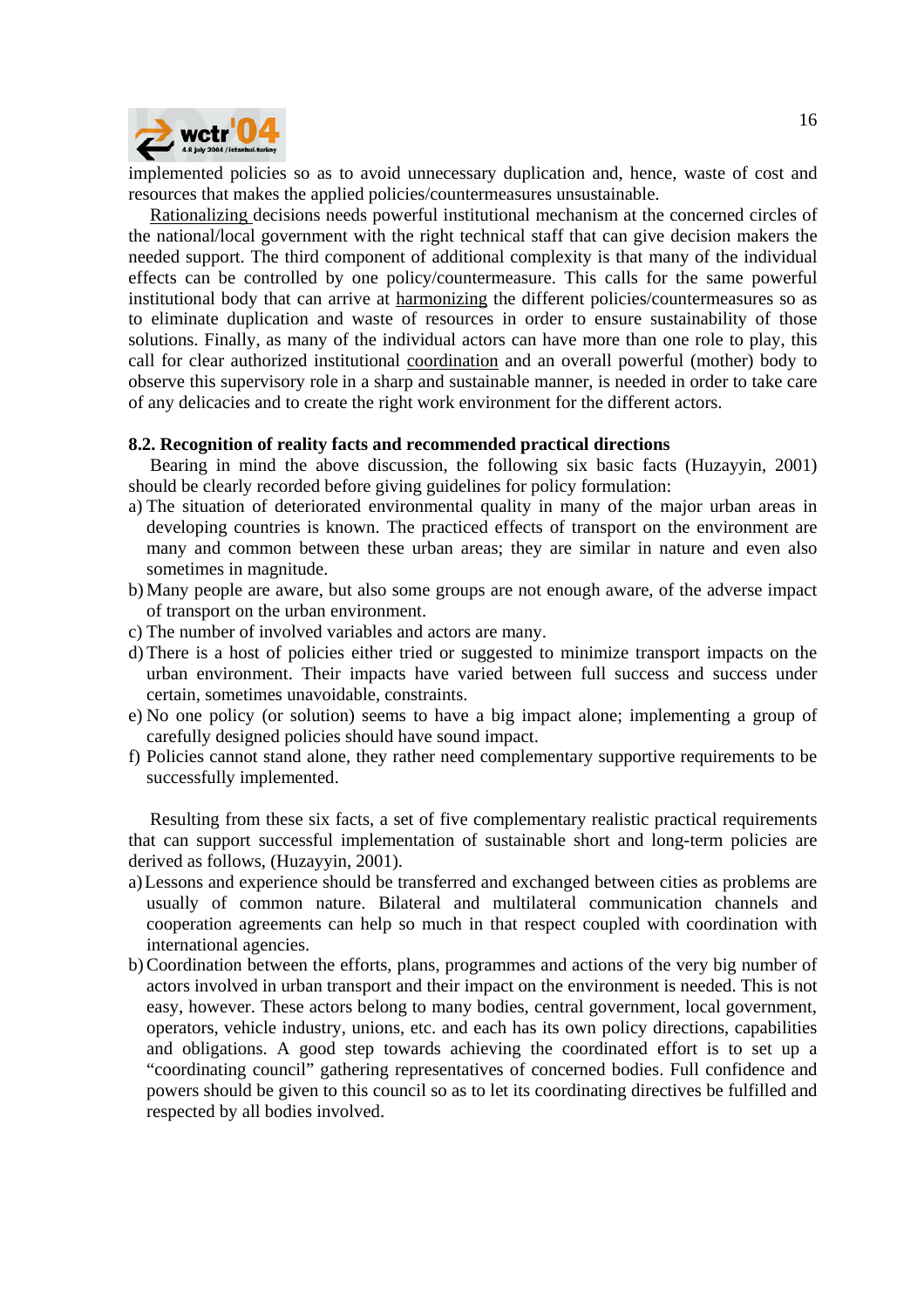implemented policies so as to avoid unnecessary duplication and, hence, waste of cost and resources that makes the applied policies/countermeasures unsustainable.

Rationalizing decisions needs powerful institutional mechanism at the concerned circles of the national/local government with the right technical staff that can give decision makers the needed support. The third component of additional complexity is that many of the individual effects can be controlled by one policy/countermeasure. This calls for the same powerful institutional body that can arrive at harmonizing the different policies/countermeasures so as to eliminate duplication and waste of resources in order to ensure sustainability of those solutions. Finally, as many of the individual actors can have more than one role to play, this call for clear authorized institutional coordination and an overall powerful (mother) body to observe this supervisory role in a sharp and sustainable manner, is needed in order to take care of any delicacies and to create the right work environment for the different actors.

### 8.2. Recognition of reality facts and recommended practical directions

Bearing in mind the above discussion, the following six basic facts (Huzayyin, 2001) should be clearly recorded before giving guidelines for policy formulation:

a) The situation of deteriorated environmental quality in many of the major urban areas in developing countries is known. The practiced effects of transport on the environment are many and common between these urban areas; they are similar in nature and even also sometimes in magnitude.
b) Many people are aware, but also some groups are not enough aware, of the adverse impact of transport on the urban environment.
c) The number of involved variables and actors are many.
d) There is a host of policies either tried or suggested to minimize transport impacts on the urban environment. Their impacts have varied between full success and success under certain, sometimes unavoidable, constraints.
e) No one policy (or solution) seems to have a big impact alone; implementing a group of carefully designed policies should have sound impact.
f) Policies cannot stand alone, they rather need complementary supportive requirements to be successfully implemented.

Resulting from these six facts, a set of five complementary realistic practical requirements that can support successful implementation of sustainable short and long-term policies are derived as follows, (Huzayyin, 2001).

a) Lessons and experience should be transferred and exchanged between cities as problems are usually of common nature. Bilateral and multilateral communication channels and cooperation agreements can help so much in that respect coupled with coordination with international agencies.
b) Coordination between the efforts, plans, programmes and actions of the very big number of actors involved in urban transport and their impact on the environment is needed. This is not easy, however. These actors belong to many bodies, central government, local government, operators, vehicle industry, unions, etc. and each has its own policy directions, capabilities and obligations. A good step towards achieving the coordinated effort is to set up a "coordinating council" gathering representatives of concerned bodies. Full confidence and powers should be given to this council so as to let its coordinating directives be fulfilled and respected by all bodies involved.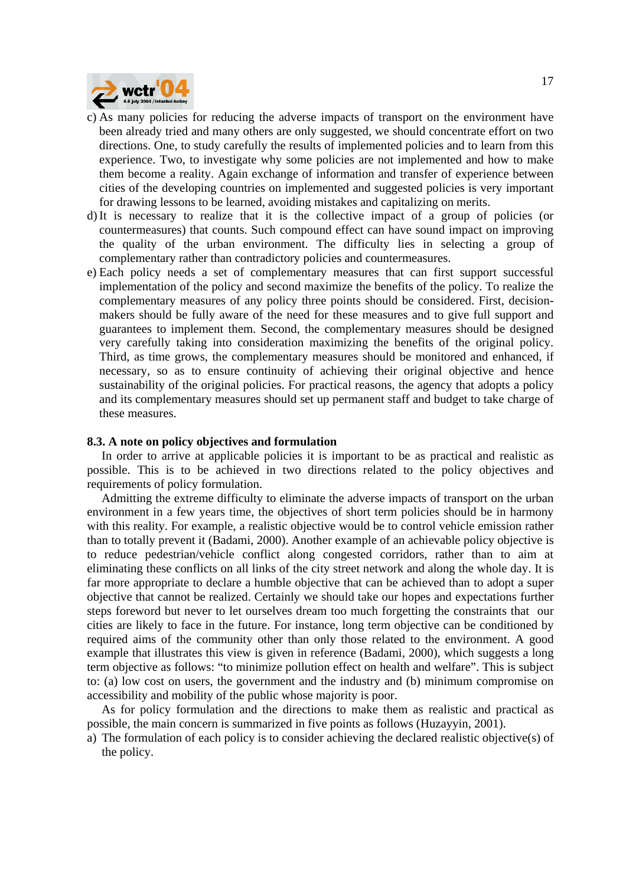c) As many policies for reducing the adverse impacts of transport on the environment have been already tried and many others are only suggested, we should concentrate effort on two directions. One, to study carefully the results of implemented policies and to learn from this experience. Two, to investigate why some policies are not implemented and how to make them become a reality. Again exchange of information and transfer of experience between cities of the developing countries on implemented and suggested policies is very important for drawing lessons to be learned, avoiding mistakes and capitalizing on merits.

d) It is necessary to realize that it is the collective impact of a group of policies (or countermeasures) that counts. Such compound effect can have sound impact on improving the quality of the urban environment. The difficulty lies in selecting a group of complementary rather than contradictory policies and countermeasures.

e) Each policy needs a set of complementary measures that can first support successful implementation of the policy and second maximize the benefits of the policy. To realize the complementary measures of any policy three points should be considered. First, decision-makers should be fully aware of the need for these measures and to give full support and guarantees to implement them. Second, the complementary measures should be designed very carefully taking into consideration maximizing the benefits of the original policy. Third, as time grows, the complementary measures should be monitored and enhanced, if necessary, so as to ensure continuity of achieving their original objective and hence sustainability of the original policies. For practical reasons, the agency that adopts a policy and its complementary measures should set up permanent staff and budget to take charge of these measures.

### 8.3. A note on policy objectives and formulation

In order to arrive at applicable policies it is important to be as practical and realistic as possible. This is to be achieved in two directions related to the policy objectives and requirements of policy formulation.

Admitting the extreme difficulty to eliminate the adverse impacts of transport on the urban environment in a few years time, the objectives of short term policies should be in harmony with this reality. For example, a realistic objective would be to control vehicle emission rather than to totally prevent it (Badami, 2000). Another example of an achievable policy objective is to reduce pedestrian/vehicle conflict along congested corridors, rather than to aim at eliminating these conflicts on all links of the city street network and along the whole day. It is far more appropriate to declare a humble objective that can be achieved than to adopt a super objective that cannot be realized. Certainly we should take our hopes and expectations further steps foreword but never to let ourselves dream too much forgetting the constraints that our cities are likely to face in the future. For instance, long term objective can be conditioned by required aims of the community other than only those related to the environment. A good example that illustrates this view is given in reference (Badami, 2000), which suggests a long term objective as follows: "to minimize pollution effect on health and welfare". This is subject to: (a) low cost on users, the government and the industry and (b) minimum compromise on accessibility and mobility of the public whose majority is poor.

As for policy formulation and the directions to make them as realistic and practical as possible, the main concern is summarized in five points as follows (Huzayyin, 2001).

a) The formulation of each policy is to consider achieving the declared realistic objective(s) of the policy.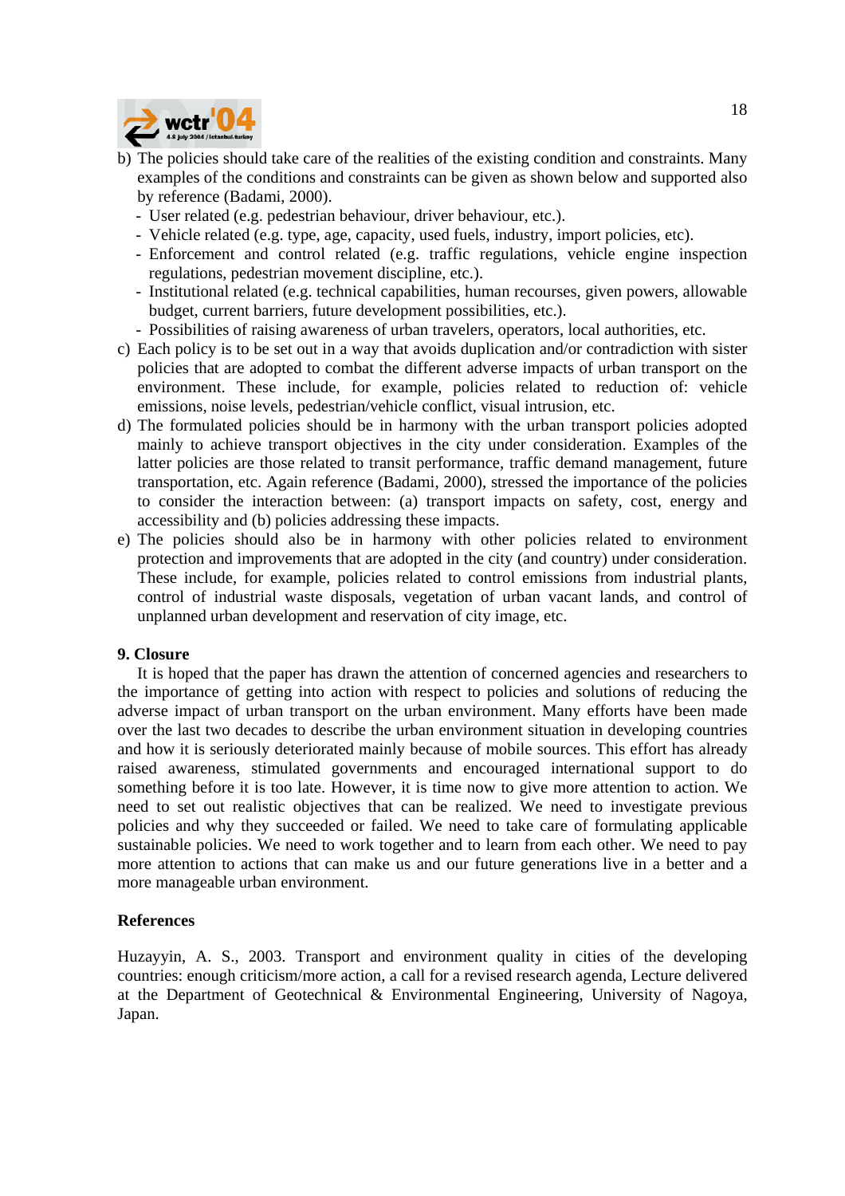b) The policies should take care of the realities of the existing condition and constraints. Many examples of the conditions and constraints can be given as shown below and supported also by reference (Badami, 2000).
   - User related (e.g. pedestrian behaviour, driver behaviour, etc.).
   - Vehicle related (e.g. type, age, capacity, used fuels, industry, import policies, etc).
   - Enforcement and control related (e.g. traffic regulations, vehicle engine inspection regulations, pedestrian movement discipline, etc.).
   - Institutional related (e.g. technical capabilities, human recourses, given powers, allowable budget, current barriers, future development possibilities, etc.).
   - Possibilities of raising awareness of urban travelers, operators, local authorities, etc.
c) Each policy is to be set out in a way that avoids duplication and/or contradiction with sister policies that are adopted to combat the different adverse impacts of urban transport on the environment. These include, for example, policies related to reduction of: vehicle emissions, noise levels, pedestrian/vehicle conflict, visual intrusion, etc.
d) The formulated policies should be in harmony with the urban transport policies adopted mainly to achieve transport objectives in the city under consideration. Examples of the latter policies are those related to transit performance, traffic demand management, future transportation, etc. Again reference (Badami, 2000), stressed the importance of the policies to consider the interaction between: (a) transport impacts on safety, cost, energy and accessibility and (b) policies addressing these impacts.
e) The policies should also be in harmony with other policies related to environment protection and improvements that are adopted in the city (and country) under consideration. These include, for example, policies related to control emissions from industrial plants, control of industrial waste disposals, vegetation of urban vacant lands, and control of unplanned urban development and reservation of city image, etc.

## 9. Closure

It is hoped that the paper has drawn the attention of concerned agencies and researchers to the importance of getting into action with respect to policies and solutions of reducing the adverse impact of urban transport on the urban environment. Many efforts have been made over the last two decades to describe the urban environment situation in developing countries and how it is seriously deteriorated mainly because of mobile sources. This effort has already raised awareness, stimulated governments and encouraged international support to do something before it is too late. However, it is time now to give more attention to action. We need to set out realistic objectives that can be realized. We need to investigate previous policies and why they succeeded or failed. We need to take care of formulating applicable sustainable policies. We need to work together and to learn from each other. We need to pay more attention to actions that can make us and our future generations live in a better and a more manageable urban environment.

## References

Huzayyin, A. S., 2003. Transport and environment quality in cities of the developing countries: enough criticism/more action, a call for a revised research agenda, Lecture delivered at the Department of Geotechnical & Environmental Engineering, University of Nagoya, Japan.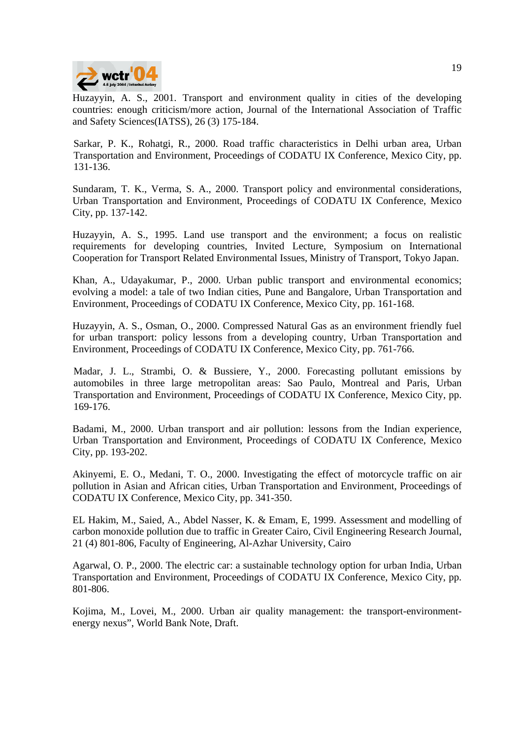Huzayyin, A. S., 2001. Transport and environment quality in cities of the developing countries: enough criticism/more action, Journal of the International Association of Traffic and Safety Sciences(IATSS), 26 (3) 175-184.

Sarkar, P. K., Rohatgi, R., 2000. Road traffic characteristics in Delhi urban area, Urban Transportation and Environment, Proceedings of CODATU IX Conference, Mexico City, pp. 131-136.

Sundaram, T. K., Verma, S. A., 2000. Transport policy and environmental considerations, Urban Transportation and Environment, Proceedings of CODATU IX Conference, Mexico City, pp. 137-142.

Huzayyin, A. S., 1995. Land use transport and the environment; a focus on realistic requirements for developing countries, Invited Lecture, Symposium on International Cooperation for Transport Related Environmental Issues, Ministry of Transport, Tokyo Japan.

Khan, A., Udayakumar, P., 2000. Urban public transport and environmental economics; evolving a model: a tale of two Indian cities, Pune and Bangalore, Urban Transportation and Environment, Proceedings of CODATU IX Conference, Mexico City, pp. 161-168.

Huzayyin, A. S., Osman, O., 2000. Compressed Natural Gas as an environment friendly fuel for urban transport: policy lessons from a developing country, Urban Transportation and Environment, Proceedings of CODATU IX Conference, Mexico City, pp. 761-766.

Madar, J. L., Strambi, O. & Bussiere, Y., 2000. Forecasting pollutant emissions by automobiles in three large metropolitan areas: Sao Paulo, Montreal and Paris, Urban Transportation and Environment, Proceedings of CODATU IX Conference, Mexico City, pp. 169-176.

Badami, M., 2000. Urban transport and air pollution: lessons from the Indian experience, Urban Transportation and Environment, Proceedings of CODATU IX Conference, Mexico City, pp. 193-202.

Akinyemi, E. O., Medani, T. O., 2000. Investigating the effect of motorcycle traffic on air pollution in Asian and African cities, Urban Transportation and Environment, Proceedings of CODATU IX Conference, Mexico City, pp. 341-350.

EL Hakim, M., Saied, A., Abdel Nasser, K. & Emam, E, 1999. Assessment and modelling of carbon monoxide pollution due to traffic in Greater Cairo, Civil Engineering Research Journal, 21 (4) 801-806, Faculty of Engineering, Al-Azhar University, Cairo

Agarwal, O. P., 2000. The electric car: a sustainable technology option for urban India, Urban Transportation and Environment, Proceedings of CODATU IX Conference, Mexico City, pp. 801-806.

Kojima, M., Lovei, M., 2000. Urban air quality management: the transport-environment-energy nexus", World Bank Note, Draft.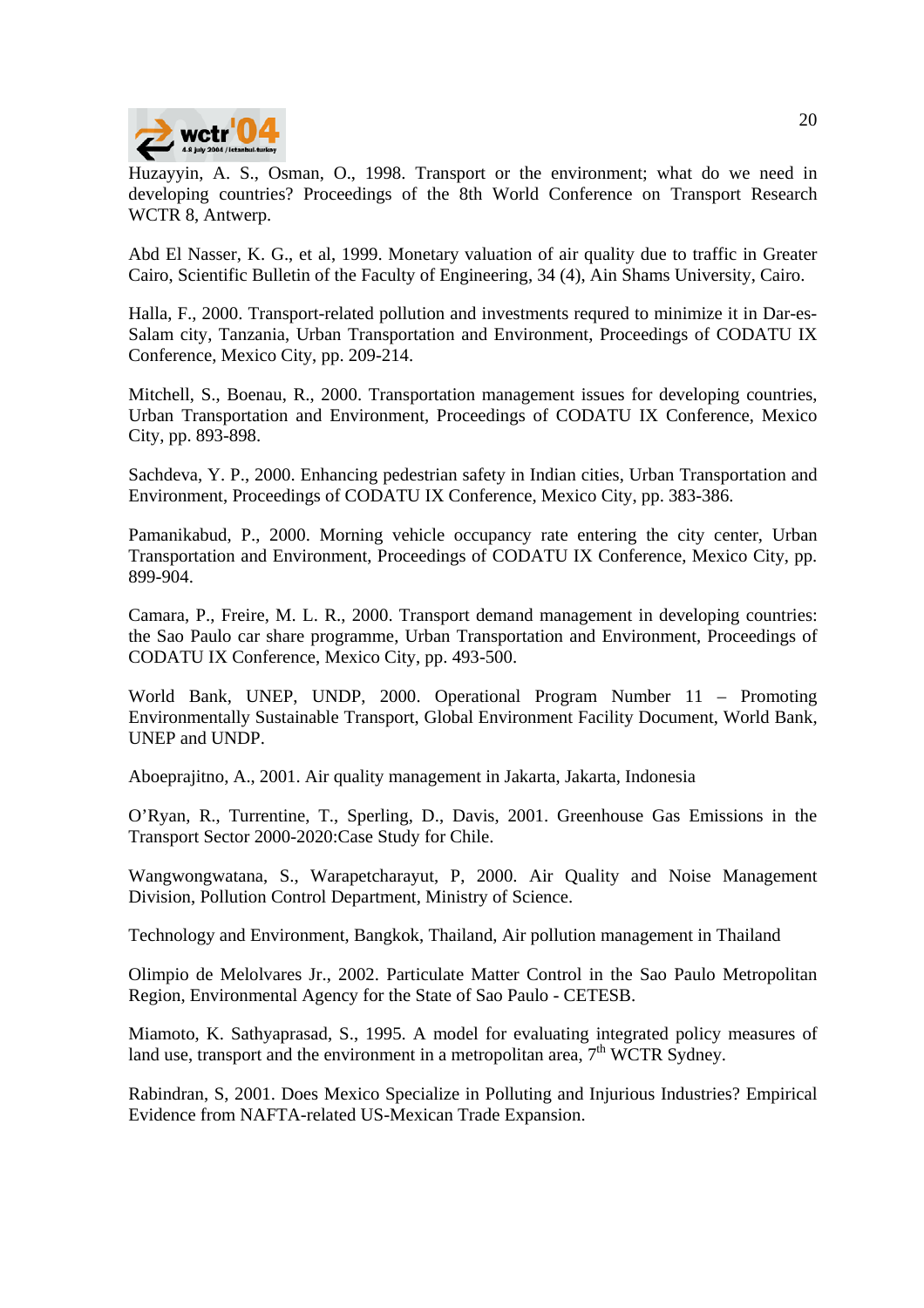Huzayyin, A. S., Osman, O., 1998. Transport or the environment; what do we need in developing countries? Proceedings of the 8th World Conference on Transport Research WCTR 8, Antwerp.

Abd El Nasser, K. G., et al, 1999. Monetary valuation of air quality due to traffic in Greater Cairo, Scientific Bulletin of the Faculty of Engineering, 34 (4), Ain Shams University, Cairo.

Halla, F., 2000. Transport-related pollution and investments requred to minimize it in Dar-es-Salam city, Tanzania, Urban Transportation and Environment, Proceedings of CODATU IX Conference, Mexico City, pp. 209-214.

Mitchell, S., Boenau, R., 2000. Transportation management issues for developing countries, Urban Transportation and Environment, Proceedings of CODATU IX Conference, Mexico City, pp. 893-898.

Sachdeva, Y. P., 2000. Enhancing pedestrian safety in Indian cities, Urban Transportation and Environment, Proceedings of CODATU IX Conference, Mexico City, pp. 383-386.

Pamanikabud, P., 2000. Morning vehicle occupancy rate entering the city center, Urban Transportation and Environment, Proceedings of CODATU IX Conference, Mexico City, pp. 899-904.

Camara, P., Freire, M. L. R., 2000. Transport demand management in developing countries: the Sao Paulo car share programme, Urban Transportation and Environment, Proceedings of CODATU IX Conference, Mexico City, pp. 493-500.

World Bank, UNEP, UNDP, 2000. Operational Program Number 11 – Promoting Environmentally Sustainable Transport, Global Environment Facility Document, World Bank, UNEP and UNDP.

Aboeprajitno, A., 2001. Air quality management in Jakarta, Jakarta, Indonesia

O'Ryan, R., Turrentine, T., Sperling, D., Davis, 2001. Greenhouse Gas Emissions in the Transport Sector 2000-2020:Case Study for Chile.

Wangwongwatana, S., Warapetcharayut, P, 2000. Air Quality and Noise Management Division, Pollution Control Department, Ministry of Science.

Technology and Environment, Bangkok, Thailand, Air pollution management in Thailand

Olimpio de Melolvares Jr., 2002. Particulate Matter Control in the Sao Paulo Metropolitan Region, Environmental Agency for the State of Sao Paulo - CETESB.

Miamoto, K. Sathyaprasad, S., 1995. A model for evaluating integrated policy measures of land use, transport and the environment in a metropolitan area, 7th WCTR Sydney.

Rabindran, S, 2001. Does Mexico Specialize in Polluting and Injurious Industries? Empirical Evidence from NAFTA-related US-Mexican Trade Expansion.